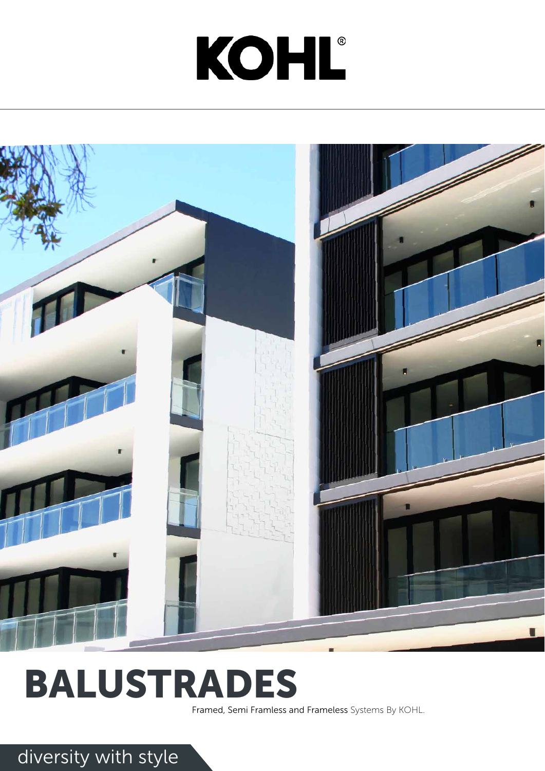# KOHL®

# BALUSTRADES

Framed, Semi Framless and Frameless Systems By KOHL.

diversity with style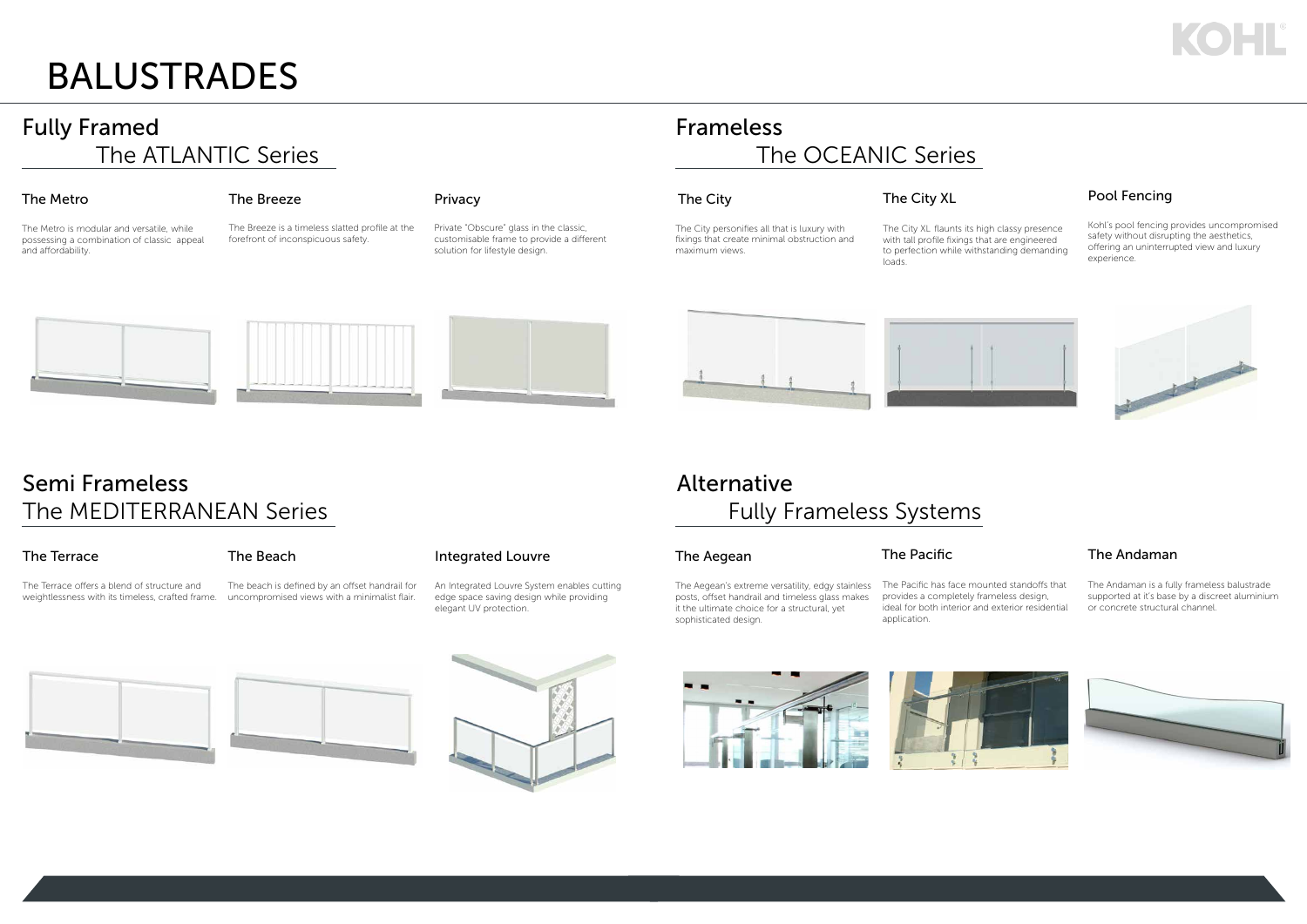# BALUSTRADES

## Fully Framed
### The ATLANTIC Series

#### The Metro

The Metro is modular and versatile, while possessing a combination of classic appeal and affordability.

#### The Breeze

The Breeze is a timeless slatted profile at the forefront of inconspicuous safety.

#### Privacy

Private "Obscure" glass in the classic, customisable frame to provide a different solution for lifestyle design.

## Frameless
### The OCEANIC Series

#### The City

The City personifies all that is luxury with fixings that create minimal obstruction and maximum views.

#### The City XL

The City XL flaunts its high classy presence with tall profile fixings that are engineered to perfection while withstanding demanding loads.

#### Pool Fencing

Kohl's pool fencing provides uncompromised safety without disrupting the aesthetics, offering an uninterrupted view and luxury experience.

## Semi Frameless
### The MEDITERRANEAN Series

#### The Terrace

The Terrace offers a blend of structure and weightlessness with its timeless, crafted frame.

#### The Beach

The beach is defined by an offset handrail for uncompromised views with a minimalist flair.

#### Integrated Louvre

An Integrated Louvre System enables cutting edge space saving design while providing elegant UV protection.

## Alternative
### Fully Frameless Systems

#### The Aegean

The Aegean's extreme versatility, edgy stainless posts, offset handrail and timeless glass makes it the ultimate choice for a structural, yet sophisticated design.

#### The Pacific

The Pacific has face mounted standoffs that provides a completely frameless design, ideal for both interior and exterior residential application.

#### The Andaman

The Andaman is a fully frameless balustrade supported at it's base by a discreet aluminium or concrete structural channel.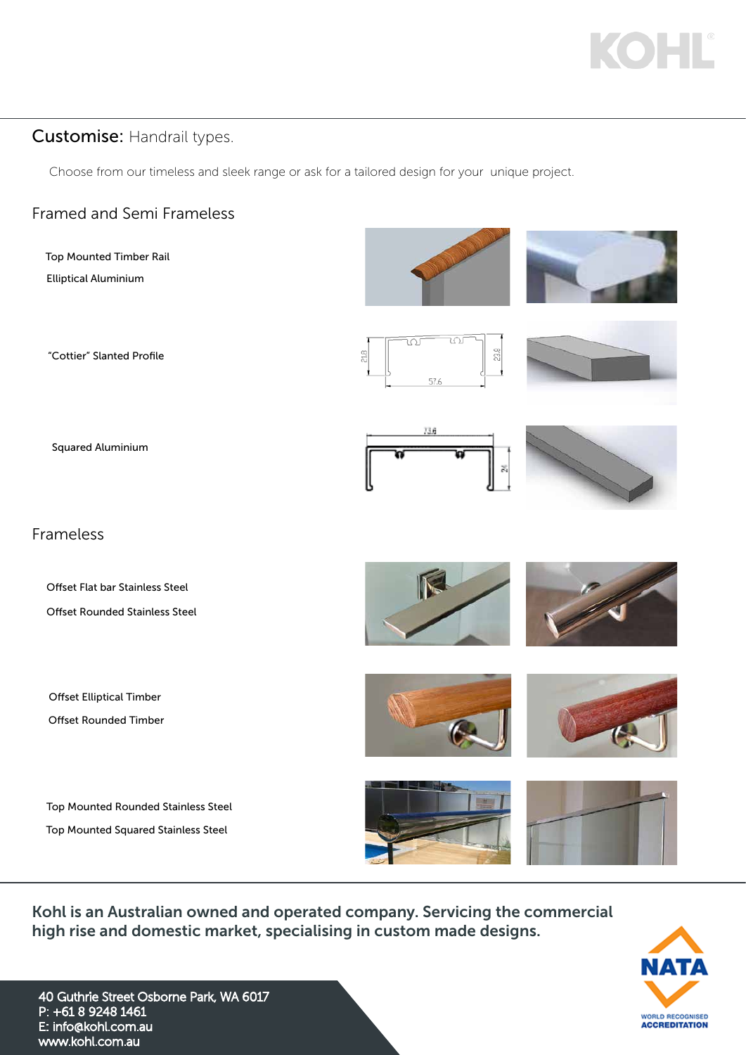# Customise: Handrail types.

Choose from our timeless and sleek range or ask for a tailored design for your unique project.

## Framed and Semi Frameless

Top Mounted Timber Rail

Elliptical Aluminium

"Cottier" Slanted Profile

21.8

23.8

57.6

Squared Aluminium

73.6

24

## Frameless

Offset Flat bar Stainless Steel

Offset Rounded Stainless Steel

Offset Elliptical Timber

Offset Rounded Timber

Top Mounted Rounded Stainless Steel

Top Mounted Squared Stainless Steel

**Kohl is an Australian owned and operated company. Servicing the commercial high rise and domestic market, specialising in custom made designs.**

40 Guthrie Street Osborne Park, WA 6017
P: +61 8 9248 1461
E: info@kohl.com.au
www.kohl.com.au

NATA
WORLD RECOGNISED ACCREDITATION